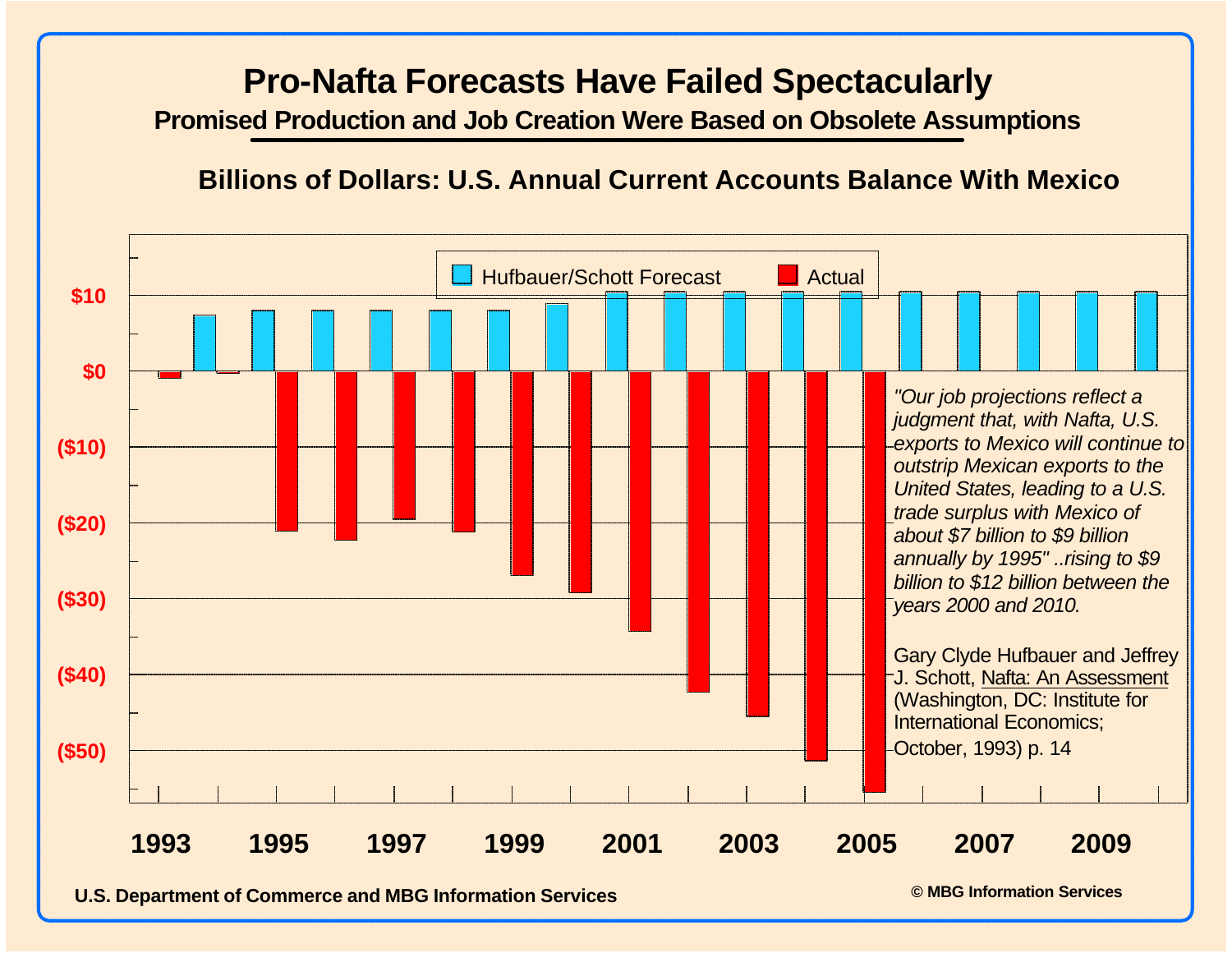# Pro-Nafta Forecasts Have Failed Spectacularly

## Promised Production and Job Creation Were Based on Obsolete Assumptions

### Billions of Dollars: U.S. Annual Current Accounts Balance With Mexico

Hufbauer/Schott Forecast | Actual

$10
$0
($10)
($20)
($30)
($40)
($50)

1993 1995 1997 1999 2001 2003 2005 2007 2009

*"Our job projections reflect a judgment that, with Nafta, U.S. exports to Mexico will continue to outstrip Mexican exports to the United States, leading to a U.S. trade surplus with Mexico of about $7 billion to $9 billion annually by 1995" ..rising to $9 billion to $12 billion between the years 2000 and 2010.*

Gary Clyde Hufbauer and Jeffrey J. Schott, Nafta: An Assessment (Washington, DC: Institute for International Economics; October, 1993) p. 14

U.S. Department of Commerce and MBG Information Services

© MBG Information Services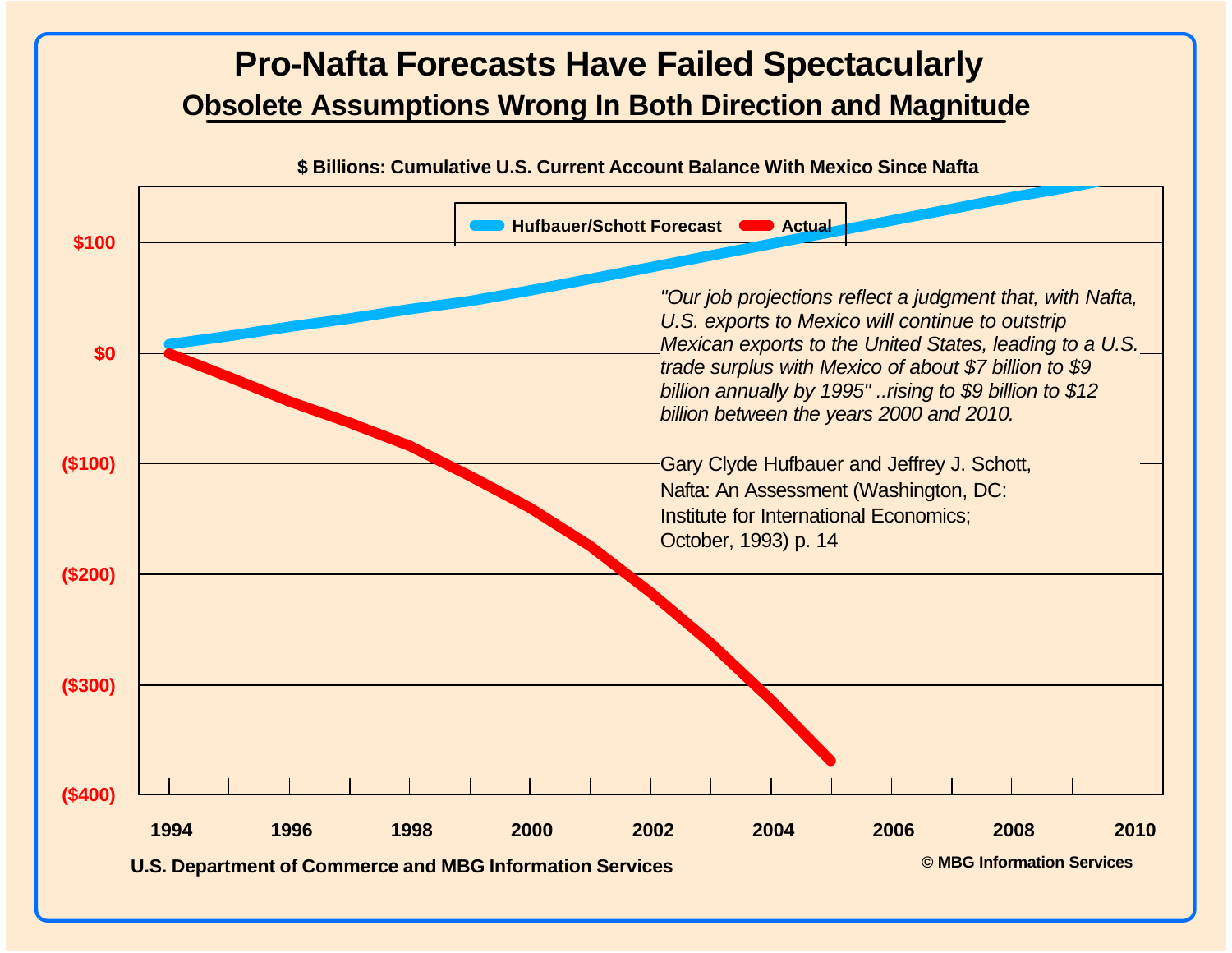# Pro-Nafta Forecasts Have Failed Spectacularly

## Obsolete Assumptions Wrong In Both Direction and Magnitude

**$ Billions: Cumulative U.S. Current Account Balance With Mexico Since Nafta**

**Hufbauer/Schott Forecast** **Actual**

$100

$0

($100)

($200)

($300)

($400)

1994 1996 1998 2000 2002 2004 2006 2008 2010

*"Our job projections reflect a judgment that, with Nafta, U.S. exports to Mexico will continue to outstrip Mexican exports to the United States, leading to a U.S. trade surplus with Mexico of about $7 billion to $9 billion annually by 1995" ..rising to $9 billion to $12 billion between the years 2000 and 2010.*

Gary Clyde Hufbauer and Jeffrey J. Schott, Nafta: An Assessment (Washington, DC: Institute for International Economics; October, 1993) p. 14

**U.S. Department of Commerce and MBG Information Services**

**© MBG Information Services**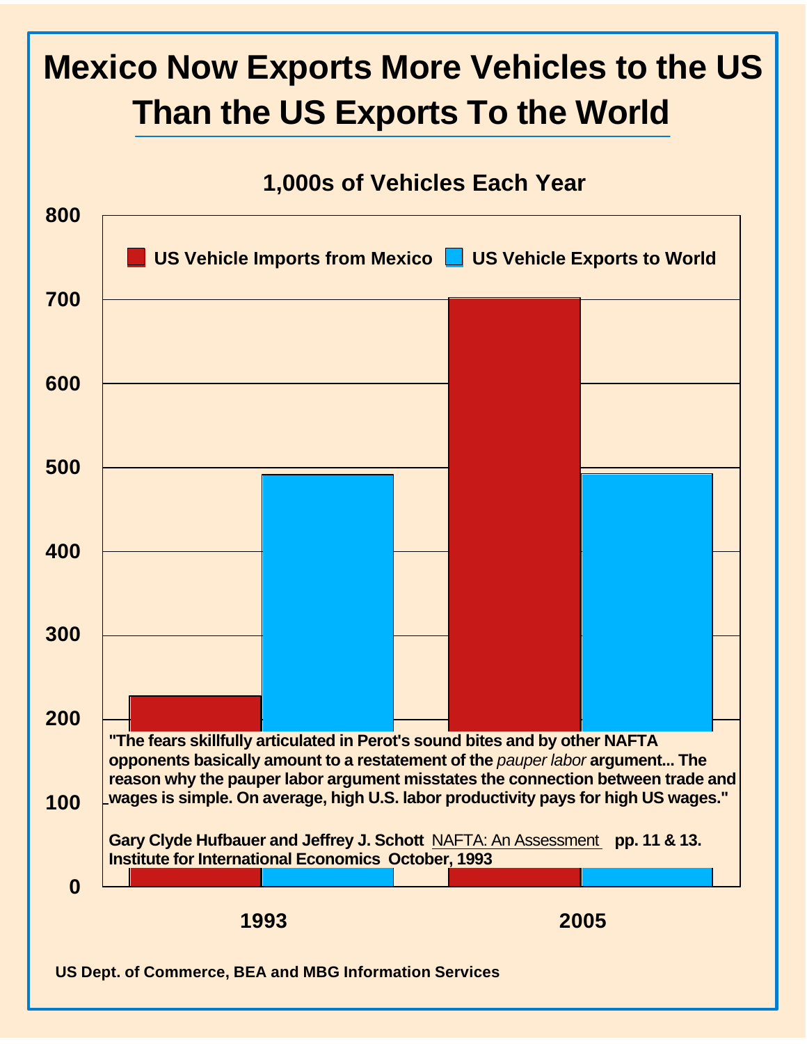# Mexico Now Exports More Vehicles to the US Than the US Exports To the World

**1,000s of Vehicles Each Year**

**US Vehicle Imports from Mexico** | **US Vehicle Exports to World**

| Year | US Vehicle Imports from Mexico | US Vehicle Exports to World |
|---|---|---|
| 1993 | ~228 | ~491 |
| 2005 | ~702 | ~492 |

**"The fears skillfully articulated in Perot's sound bites and by other NAFTA opponents basically amount to a restatement of the *pauper labor* argument... The reason why the pauper labor argument misstates the connection between trade and wages is simple. On average, high U.S. labor productivity pays for high US wages."**

**Gary Clyde Hufbauer and Jeffrey J. Schott** NAFTA: An Assessment **pp. 11 & 13. Institute for International Economics October, 1993**

**US Dept. of Commerce, BEA and MBG Information Services**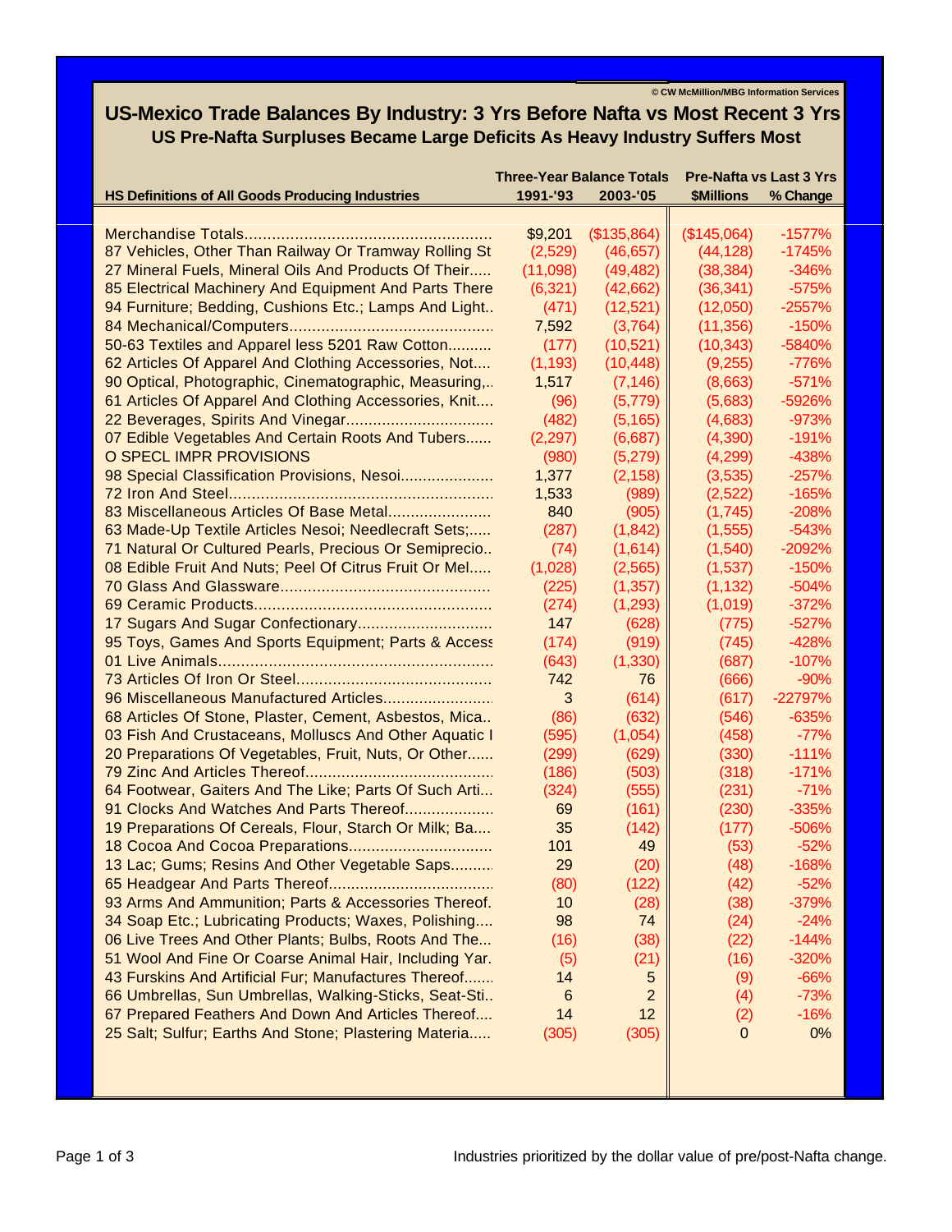© CW McMillion/MBG Information Services

# US-Mexico Trade Balances By Industry: 3 Yrs Before Nafta vs Most Recent 3 Yrs

## US Pre-Nafta Surpluses Became Large Deficits As Heavy Industry Suffers Most

| HS Definitions of All Goods Producing Industries | Three-Year Balance Totals 1991-'93 | 2003-'05 | Pre-Nafta vs Last 3 Yrs $Millions | % Change |
|---|---|---|---|---|
| Merchandise Totals...................................................... | $9,201 | ($135,864) | ($145,064) | -1577% |
| 87 Vehicles, Other Than Railway Or Tramway Rolling St | (2,529) | (46,657) | (44,128) | -1745% |
| 27 Mineral Fuels, Mineral Oils And Products Of Their..... | (11,098) | (49,482) | (38,384) | -346% |
| 85 Electrical Machinery And Equipment And Parts There | (6,321) | (42,662) | (36,341) | -575% |
| 94 Furniture; Bedding, Cushions Etc.; Lamps And Light.. | (471) | (12,521) | (12,050) | -2557% |
| 84 Mechanical/Computers............................................ | 7,592 | (3,764) | (11,356) | -150% |
| 50-63 Textiles and Apparel less 5201 Raw Cotton.......... | (177) | (10,521) | (10,343) | -5840% |
| 62 Articles Of Apparel And Clothing Accessories, Not.... | (1,193) | (10,448) | (9,255) | -776% |
| 90 Optical, Photographic, Cinematographic, Measuring,.. | 1,517 | (7,146) | (8,663) | -571% |
| 61 Articles Of Apparel And Clothing Accessories, Knit.... | (96) | (5,779) | (5,683) | -5926% |
| 22 Beverages, Spirits And Vinegar................................. | (482) | (5,165) | (4,683) | -973% |
| 07 Edible Vegetables And Certain Roots And Tubers...... | (2,297) | (6,687) | (4,390) | -191% |
| O SPECL IMPR PROVISIONS | (980) | (5,279) | (4,299) | -438% |
| 98 Special Classification Provisions, Nesoi.................... | 1,377 | (2,158) | (3,535) | -257% |
| 72 Iron And Steel.......................................................... | 1,533 | (989) | (2,522) | -165% |
| 83 Miscellaneous Articles Of Base Metal...................... | 840 | (905) | (1,745) | -208% |
| 63 Made-Up Textile Articles Nesoi; Needlecraft Sets;..... | (287) | (1,842) | (1,555) | -543% |
| 71 Natural Or Cultured Pearls, Precious Or Semiprecio.. | (74) | (1,614) | (1,540) | -2092% |
| 08 Edible Fruit And Nuts; Peel Of Citrus Fruit Or Mel..... | (1,028) | (2,565) | (1,537) | -150% |
| 70 Glass And Glassware............................................. | (225) | (1,357) | (1,132) | -504% |
| 69 Ceramic Products.................................................... | (274) | (1,293) | (1,019) | -372% |
| 17 Sugars And Sugar Confectionary.............................. | 147 | (628) | (775) | -527% |
| 95 Toys, Games And Sports Equipment; Parts & Access | (174) | (919) | (745) | -428% |
| 01 Live Animals............................................................ | (643) | (1,330) | (687) | -107% |
| 73 Articles Of Iron Or Steel.......................................... | 742 | 76 | (666) | -90% |
| 96 Miscellaneous Manufactured Articles........................ | 3 | (614) | (617) | -22797% |
| 68 Articles Of Stone, Plaster, Cement, Asbestos, Mica.. | (86) | (632) | (546) | -635% |
| 03 Fish And Crustaceans, Molluscs And Other Aquatic I | (595) | (1,054) | (458) | -77% |
| 20 Preparations Of Vegetables, Fruit, Nuts, Or Other...... | (299) | (629) | (330) | -111% |
| 79 Zinc And Articles Thereof......................................... | (186) | (503) | (318) | -171% |
| 64 Footwear, Gaiters And The Like; Parts Of Such Arti... | (324) | (555) | (231) | -71% |
| 91 Clocks And Watches And Parts Thereof................... | 69 | (161) | (230) | -335% |
| 19 Preparations Of Cereals, Flour, Starch Or Milk; Ba.... | 35 | (142) | (177) | -506% |
| 18 Cocoa And Cocoa Preparations............................... | 101 | 49 | (53) | -52% |
| 13 Lac; Gums; Resins And Other Vegetable Saps.......... | 29 | (20) | (48) | -168% |
| 65 Headgear And Parts Thereof.................................... | (80) | (122) | (42) | -52% |
| 93 Arms And Ammunition; Parts & Accessories Thereof. | 10 | (28) | (38) | -379% |
| 34 Soap Etc.; Lubricating Products; Waxes, Polishing.... | 98 | 74 | (24) | -24% |
| 06 Live Trees And Other Plants; Bulbs, Roots And The... | (16) | (38) | (22) | -144% |
| 51 Wool And Fine Or Coarse Animal Hair, Including Yar. | (5) | (21) | (16) | -320% |
| 43 Furskins And Artificial Fur; Manufactures Thereof....... | 14 | 5 | (9) | -66% |
| 66 Umbrellas, Sun Umbrellas, Walking-Sticks, Seat-Sti.. | 6 | 2 | (4) | -73% |
| 67 Prepared Feathers And Down And Articles Thereof.... | 14 | 12 | (2) | -16% |
| 25 Salt; Sulfur; Earths And Stone; Plastering Materia..... | (305) | (305) | 0 | 0% |

Industries prioritized by the dollar value of pre/post-Nafta change.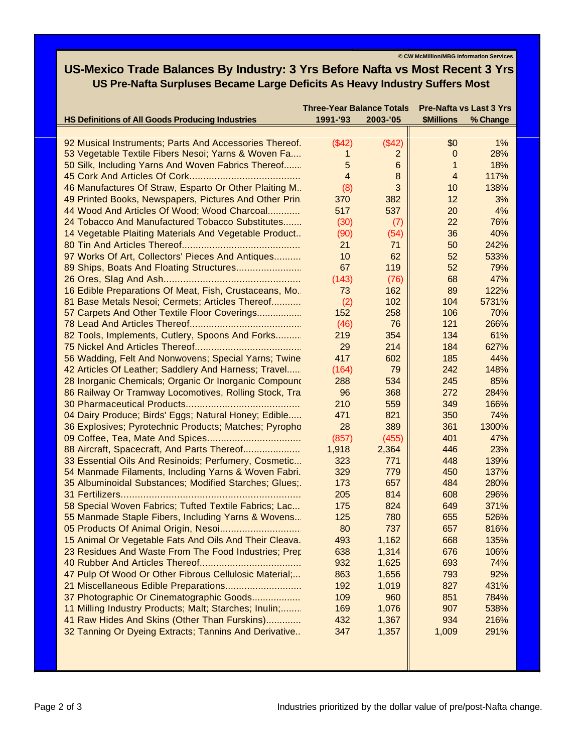© CW McMillion/MBG Information Services

# US-Mexico Trade Balances By Industry: 3 Yrs Before Nafta vs Most Recent 3 Yrs

## US Pre-Nafta Surpluses Became Large Deficits As Heavy Industry Suffers Most

| | Three-Year Balance Totals | | Pre-Nafta vs Last 3 Yrs | |
|---|---|---|---|---|
| **HS Definitions of All Goods Producing Industries** | **1991-'93** | **2003-'05** | **$Millions** | **% Change** |
| 92 Musical Instruments; Parts And Accessories Thereof. | ($42) | ($42) | $0 | 1% |
| 53 Vegetable Textile Fibers Nesoi; Yarns & Woven Fa.... | 1 | 2 | 0 | 28% |
| 50 Silk, Including Yarns And Woven Fabrics Thereof....... | 5 | 6 | 1 | 18% |
| 45 Cork And Articles Of Cork........................................ | 4 | 8 | 4 | 117% |
| 46 Manufactures Of Straw, Esparto Or Other Plaiting M.. | (8) | 3 | 10 | 138% |
| 49 Printed Books, Newspapers, Pictures And Other Prin | 370 | 382 | 12 | 3% |
| 44 Wood And Articles Of Wood; Wood Charcoal............ | 517 | 537 | 20 | 4% |
| 24 Tobacco And Manufactured Tobacco Substitutes....... | (30) | (7) | 22 | 76% |
| 14 Vegetable Plaiting Materials And Vegetable Product.. | (90) | (54) | 36 | 40% |
| 80 Tin And Articles Thereof........................................... | 21 | 71 | 50 | 242% |
| 97 Works Of Art, Collectors' Pieces And Antiques.......... | 10 | 62 | 52 | 533% |
| 89 Ships, Boats And Floating Structures........................ | 67 | 119 | 52 | 79% |
| 26 Ores, Slag And Ash................................................. | (143) | (76) | 68 | 47% |
| 16 Edible Preparations Of Meat, Fish, Crustaceans, Mo.. | 73 | 162 | 89 | 122% |
| 81 Base Metals Nesoi; Cermets; Articles Thereof........... | (2) | 102 | 104 | 5731% |
| 57 Carpets And Other Textile Floor Coverings................ | 152 | 258 | 106 | 70% |
| 78 Lead And Articles Thereof......................................... | (46) | 76 | 121 | 266% |
| 82 Tools, Implements, Cutlery, Spoons And Forks.......... | 219 | 354 | 134 | 61% |
| 75 Nickel And Articles Thereof....................................... | 29 | 214 | 184 | 627% |
| 56 Wadding, Felt And Nonwovens; Special Yarns; Twine | 417 | 602 | 185 | 44% |
| 42 Articles Of Leather; Saddlery And Harness; Travel..... | (164) | 79 | 242 | 148% |
| 28 Inorganic Chemicals; Organic Or Inorganic Compounc | 288 | 534 | 245 | 85% |
| 86 Railway Or Tramway Locomotives, Rolling Stock, Tra | 96 | 368 | 272 | 284% |
| 30 Pharmaceutical Products......................................... | 210 | 559 | 349 | 166% |
| 04 Dairy Produce; Birds' Eggs; Natural Honey; Edible..... | 471 | 821 | 350 | 74% |
| 36 Explosives; Pyrotechnic Products; Matches; Pyropho | 28 | 389 | 361 | 1300% |
| 09 Coffee, Tea, Mate And Spices.................................. | (857) | (455) | 401 | 47% |
| 88 Aircraft, Spacecraft, And Parts Thereof..................... | 1,918 | 2,364 | 446 | 23% |
| 33 Essential Oils And Resinoids; Perfumery, Cosmetic... | 323 | 771 | 448 | 139% |
| 54 Manmade Filaments, Including Yarns & Woven Fabri. | 329 | 779 | 450 | 137% |
| 35 Albuminoidal Substances; Modified Starches; Glues;. | 173 | 657 | 484 | 280% |
| 31 Fertilizers................................................................ | 205 | 814 | 608 | 296% |
| 58 Special Woven Fabrics; Tufted Textile Fabrics; Lac... | 175 | 824 | 649 | 371% |
| 55 Manmade Staple Fibers, Including Yarns & Wovens... | 125 | 780 | 655 | 526% |
| 05 Products Of Animal Origin, Nesoi............................. | 80 | 737 | 657 | 816% |
| 15 Animal Or Vegetable Fats And Oils And Their Cleava. | 493 | 1,162 | 668 | 135% |
| 23 Residues And Waste From The Food Industries; Prep | 638 | 1,314 | 676 | 106% |
| 40 Rubber And Articles Thereof.................................... | 932 | 1,625 | 693 | 74% |
| 47 Pulp Of Wood Or Other Fibrous Cellulosic Material;... | 863 | 1,656 | 793 | 92% |
| 21 Miscellaneous Edible Preparations........................... | 192 | 1,019 | 827 | 431% |
| 37 Photographic Or Cinematographic Goods................. | 109 | 960 | 851 | 784% |
| 11 Milling Industry Products; Malt; Starches; Inulin;........ | 169 | 1,076 | 907 | 538% |
| 41 Raw Hides And Skins (Other Than Furskins)............. | 432 | 1,367 | 934 | 216% |
| 32 Tanning Or Dyeing Extracts; Tannins And Derivative.. | 347 | 1,357 | 1,009 | 291% |

Industries prioritized by the dollar value of pre/post-Nafta change.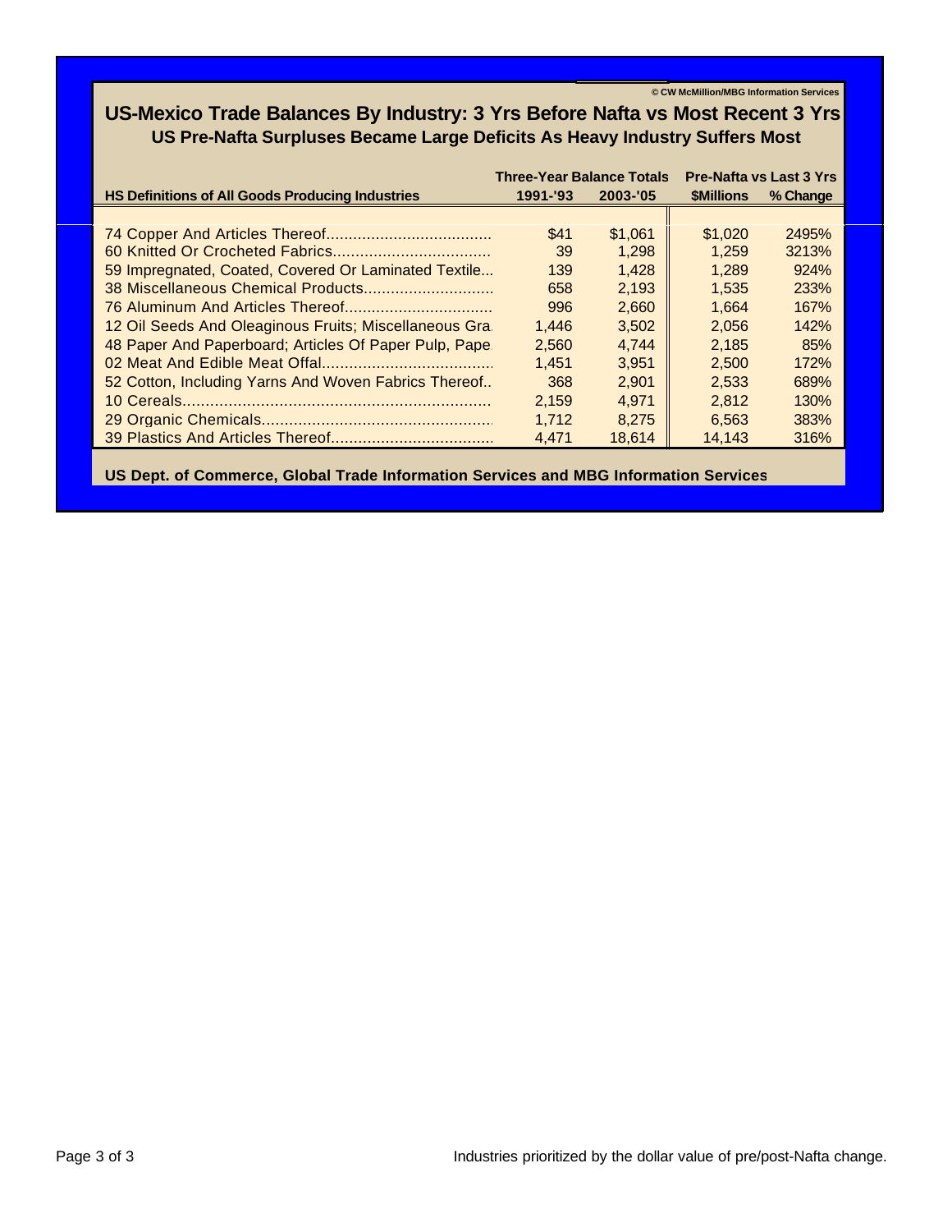© CW McMillion/MBG Information Services

# US-Mexico Trade Balances By Industry: 3 Yrs Before Nafta vs Most Recent 3 Yrs

## US Pre-Nafta Surpluses Became Large Deficits As Heavy Industry Suffers Most

| | Three-Year Balance Totals | | Pre-Nafta vs Last 3 Yrs | |
|---|---|---|---|---|
| **HS Definitions of All Goods Producing Industries** | **1991-'93** | **2003-'05** | **$Millions** | **% Change** |
| 74 Copper And Articles Thereof.................................... | $41 | $1,061 | $1,020 | 2495% |
| 60 Knitted Or Crocheted Fabrics.................................. | 39 | 1,298 | 1,259 | 3213% |
| 59 Impregnated, Coated, Covered Or Laminated Textile... | 139 | 1,428 | 1,289 | 924% |
| 38 Miscellaneous Chemical Products............................ | 658 | 2,193 | 1,535 | 233% |
| 76 Aluminum And Articles Thereof................................ | 996 | 2,660 | 1,664 | 167% |
| 12 Oil Seeds And Oleaginous Fruits; Miscellaneous Gra | 1,446 | 3,502 | 2,056 | 142% |
| 48 Paper And Paperboard; Articles Of Paper Pulp, Pape | 2,560 | 4,744 | 2,185 | 85% |
| 02 Meat And Edible Meat Offal..................................... | 1,451 | 3,951 | 2,500 | 172% |
| 52 Cotton, Including Yarns And Woven Fabrics Thereof.. | 368 | 2,901 | 2,533 | 689% |
| 10 Cereals.................................................................. | 2,159 | 4,971 | 2,812 | 130% |
| 29 Organic Chemicals.................................................. | 1,712 | 8,275 | 6,563 | 383% |
| 39 Plastics And Articles Thereof................................... | 4,471 | 18,614 | 14,143 | 316% |

**US Dept. of Commerce, Global Trade Information Services and MBG Information Services**

Industries prioritized by the dollar value of pre/post-Nafta change.